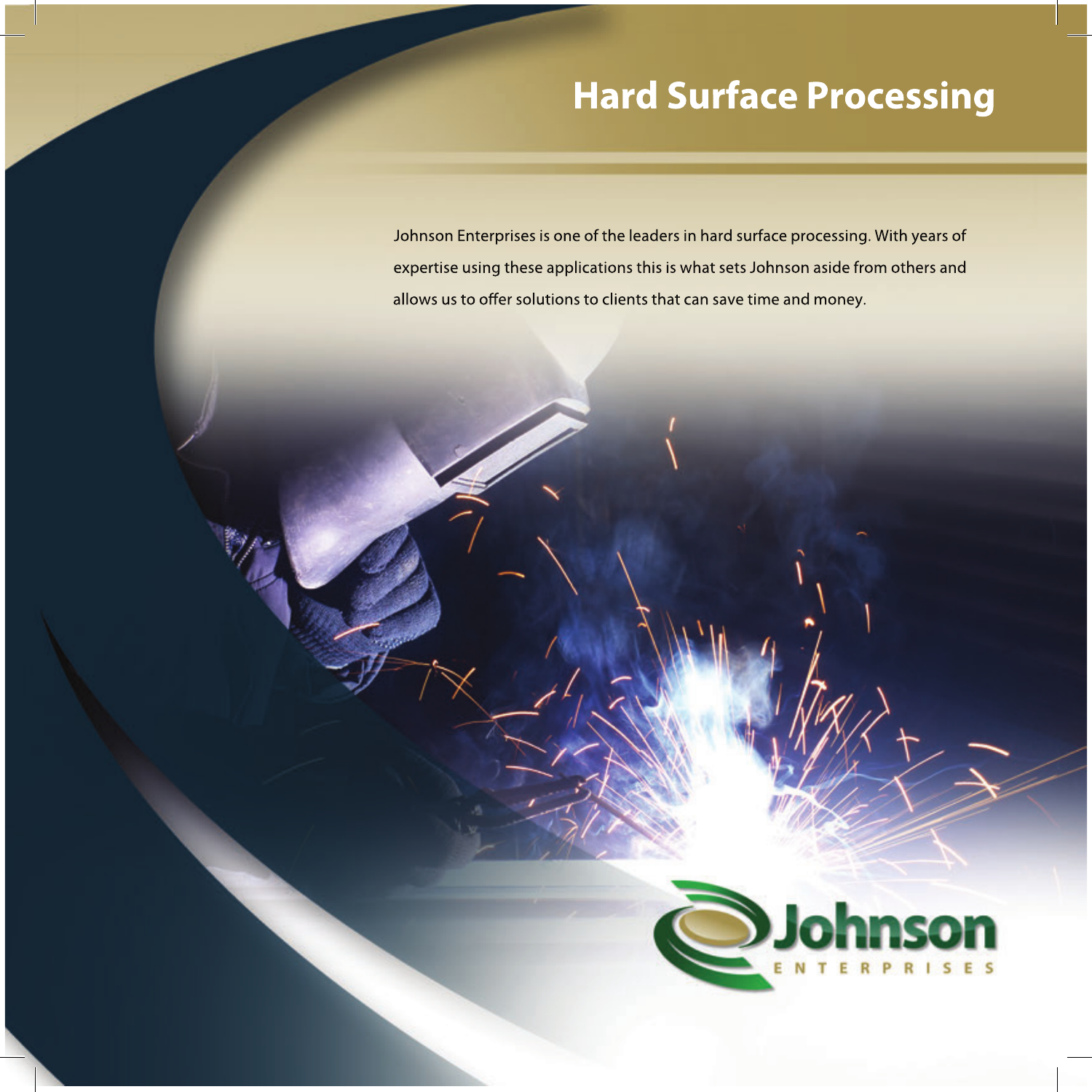# Hard Surface Processing

Johnson Enterprises is one of the leaders in hard surface processing. With years of expertise using these applications this is what sets Johnson aside from others and allows us to offer solutions to clients that can save time and money.

Johnson
ENTERPRISES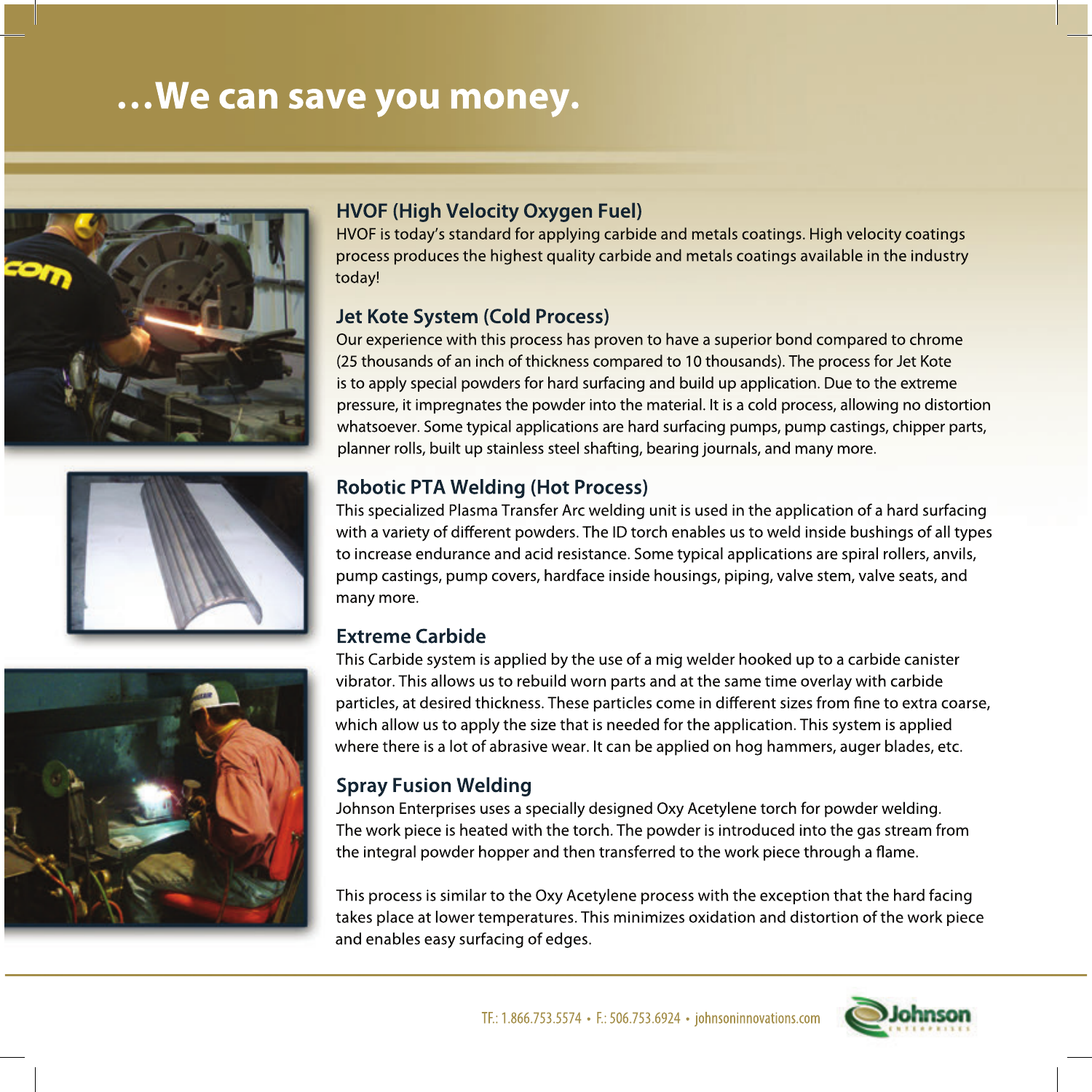# …We can save you money.

## HVOF (High Velocity Oxygen Fuel)

HVOF is today's standard for applying carbide and metals coatings. High velocity coatings process produces the highest quality carbide and metals coatings available in the industry today!

## Jet Kote System (Cold Process)

Our experience with this process has proven to have a superior bond compared to chrome (25 thousands of an inch of thickness compared to 10 thousands). The process for Jet Kote is to apply special powders for hard surfacing and build up application. Due to the extreme pressure, it impregnates the powder into the material. It is a cold process, allowing no distortion whatsoever. Some typical applications are hard surfacing pumps, pump castings, chipper parts, planner rolls, built up stainless steel shafting, bearing journals, and many more.

## Robotic PTA Welding (Hot Process)

This specialized Plasma Transfer Arc welding unit is used in the application of a hard surfacing with a variety of different powders. The ID torch enables us to weld inside bushings of all types to increase endurance and acid resistance. Some typical applications are spiral rollers, anvils, pump castings, pump covers, hardface inside housings, piping, valve stem, valve seats, and many more.

## Extreme Carbide

This Carbide system is applied by the use of a mig welder hooked up to a carbide canister vibrator. This allows us to rebuild worn parts and at the same time overlay with carbide particles, at desired thickness. These particles come in different sizes from fine to extra coarse, which allow us to apply the size that is needed for the application. This system is applied where there is a lot of abrasive wear. It can be applied on hog hammers, auger blades, etc.

## Spray Fusion Welding

Johnson Enterprises uses a specially designed Oxy Acetylene torch for powder welding. The work piece is heated with the torch. The powder is introduced into the gas stream from the integral powder hopper and then transferred to the work piece through a flame.

This process is similar to the Oxy Acetylene process with the exception that the hard facing takes place at lower temperatures. This minimizes oxidation and distortion of the work piece and enables easy surfacing of edges.

T.F.: 1.866.753.5574 • F.: 506.753.6924 • johnsoninnovations.com

Johnson ENTERPRISES